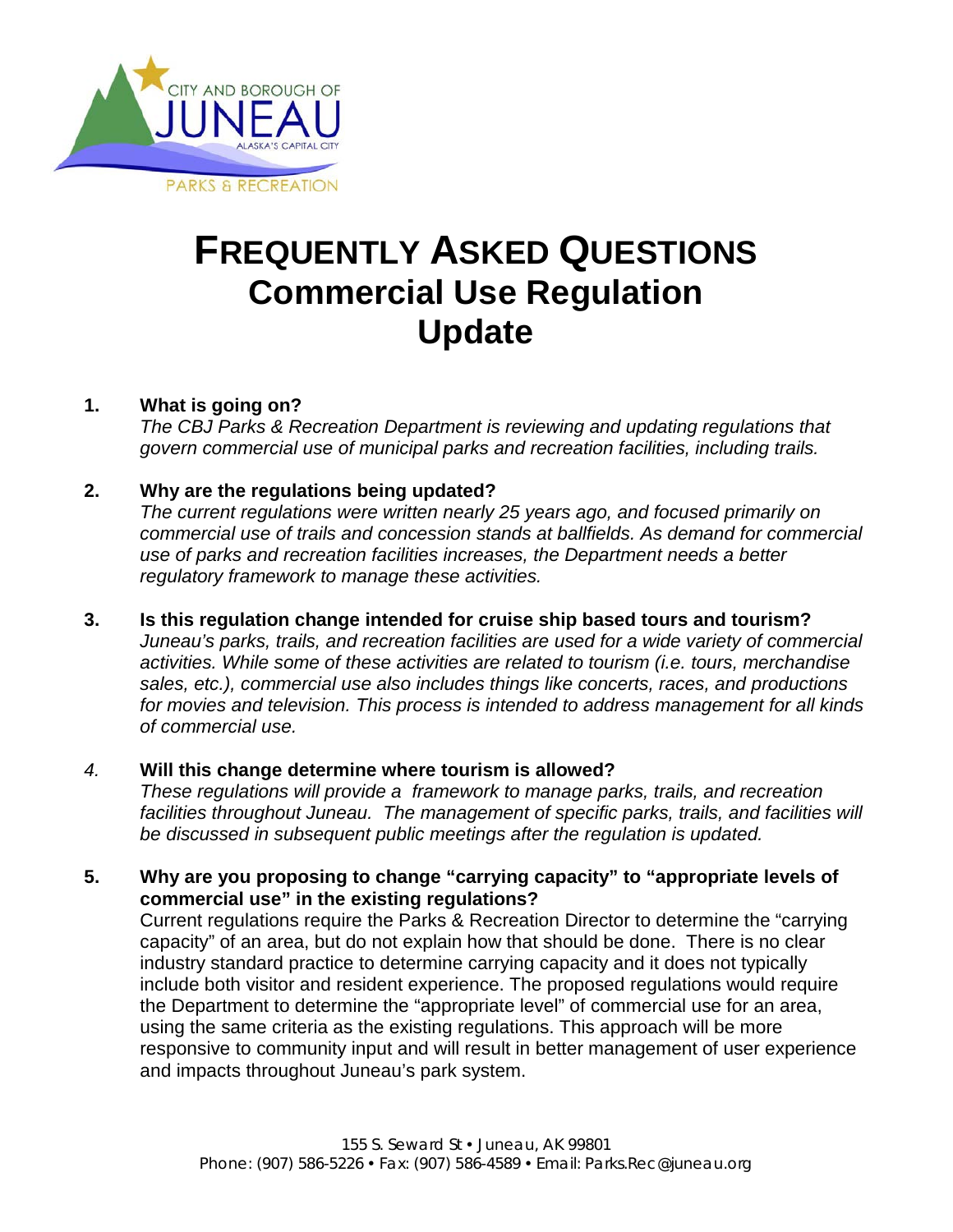CITY AND BOROUGH OF JUNEAU
ALASKA'S CAPITAL CITY
PARKS & RECREATION

# FREQUENTLY ASKED QUESTIONS
## Commercial Use Regulation Update

1. **What is going on?**
   *The CBJ Parks & Recreation Department is reviewing and updating regulations that govern commercial use of municipal parks and recreation facilities, including trails.*

2. **Why are the regulations being updated?**
   *The current regulations were written nearly 25 years ago, and focused primarily on commercial use of trails and concession stands at ballfields. As demand for commercial use of parks and recreation facilities increases, the Department needs a better regulatory framework to manage these activities.*

3. **Is this regulation change intended for cruise ship based tours and tourism?**
   *Juneau's parks, trails, and recreation facilities are used for a wide variety of commercial activities. While some of these activities are related to tourism (i.e. tours, merchandise sales, etc.), commercial use also includes things like concerts, races, and productions for movies and television. This process is intended to address management for all kinds of commercial use.*

4. **Will this change determine where tourism is allowed?**
   *These regulations will provide a framework to manage parks, trails, and recreation facilities throughout Juneau. The management of specific parks, trails, and facilities will be discussed in subsequent public meetings after the regulation is updated.*

5. **Why are you proposing to change "carrying capacity" to "appropriate levels of commercial use" in the existing regulations?**
   Current regulations require the Parks & Recreation Director to determine the "carrying capacity" of an area, but do not explain how that should be done. There is no clear industry standard practice to determine carrying capacity and it does not typically include both visitor and resident experience. The proposed regulations would require the Department to determine the "appropriate level" of commercial use for an area, using the same criteria as the existing regulations. This approach will be more responsive to community input and will result in better management of user experience and impacts throughout Juneau's park system.

155 S. Seward St • Juneau, AK 99801
Phone: (907) 586-5226 • Fax: (907) 586-4589 • Email: Parks.Rec@juneau.org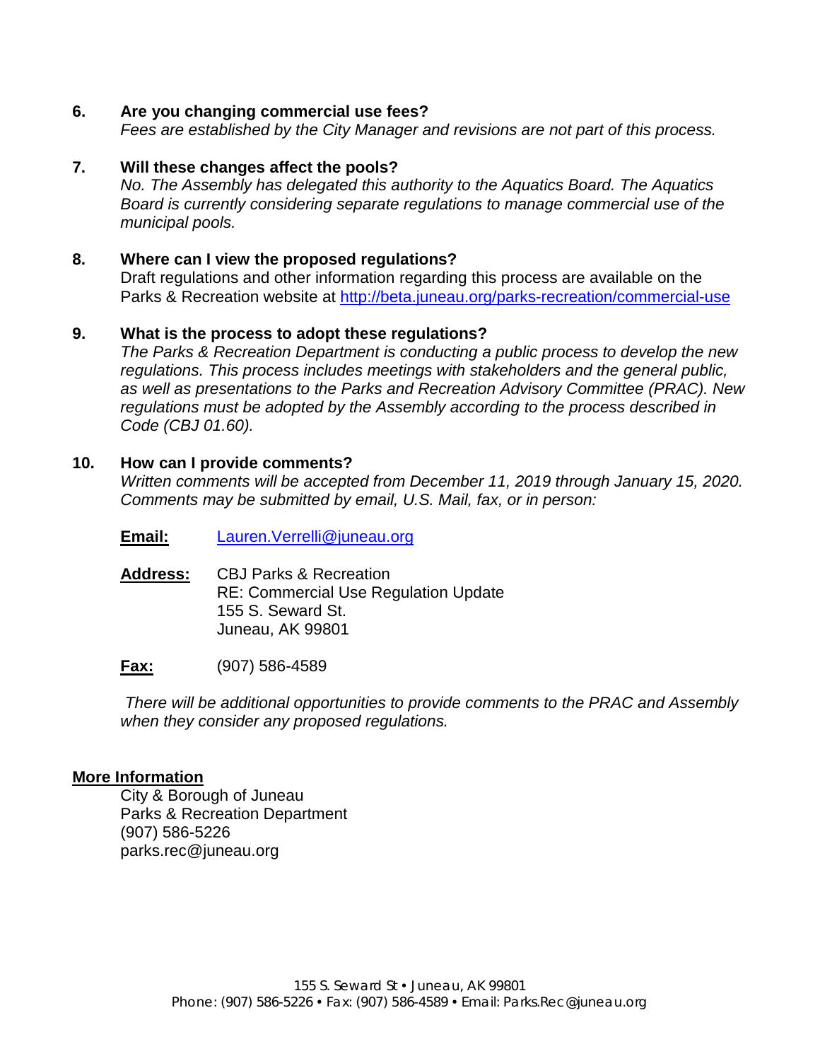**6. Are you changing commercial use fees?**

*Fees are established by the City Manager and revisions are not part of this process.*

**7. Will these changes affect the pools?**

*No. The Assembly has delegated this authority to the Aquatics Board. The Aquatics Board is currently considering separate regulations to manage commercial use of the municipal pools.*

**8. Where can I view the proposed regulations?**

Draft regulations and other information regarding this process are available on the Parks & Recreation website at http://beta.juneau.org/parks-recreation/commercial-use

**9. What is the process to adopt these regulations?**

*The Parks & Recreation Department is conducting a public process to develop the new regulations. This process includes meetings with stakeholders and the general public, as well as presentations to the Parks and Recreation Advisory Committee (PRAC). New regulations must be adopted by the Assembly according to the process described in Code (CBJ 01.60).*

**10. How can I provide comments?**

*Written comments will be accepted from December 11, 2019 through January 15, 2020. Comments may be submitted by email, U.S. Mail, fax, or in person:*

**Email:** Lauren.Verrelli@juneau.org

**Address:** CBJ Parks & Recreation
RE: Commercial Use Regulation Update
155 S. Seward St.
Juneau, AK 99801

**Fax:** (907) 586-4589

*There will be additional opportunities to provide comments to the PRAC and Assembly when they consider any proposed regulations.*

**More Information**

City & Borough of Juneau
Parks & Recreation Department
(907) 586-5226
parks.rec@juneau.org

155 S. Seward St • Juneau, AK 99801
Phone: (907) 586-5226 • Fax: (907) 586-4589 • Email: Parks.Rec@juneau.org